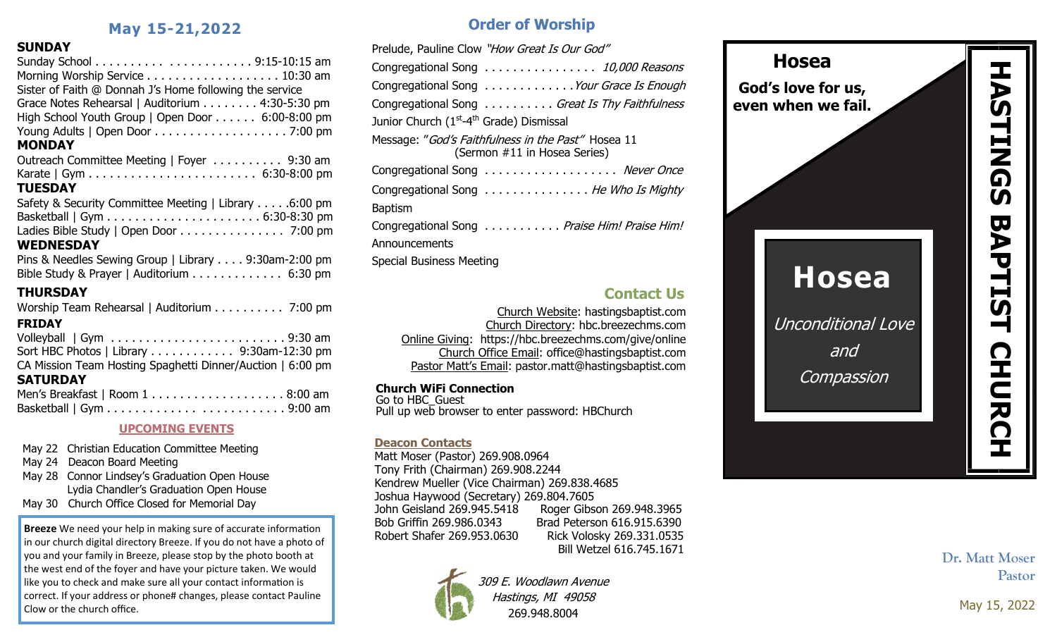## May 15-21,2022

**SUNDAY**

Sunday School . . . . . . . . . . . . . . . . . . . . . . 9:15-10:15 am
Morning Worship Service . . . . . . . . . . . . . . . . . . . 10:30 am
Sister of Faith @ Donnah J's Home following the service
Grace Notes Rehearsal | Auditorium . . . . . . . . 4:30-5:30 pm
High School Youth Group | Open Door . . . . . . 6:00-8:00 pm
Young Adults | Open Door . . . . . . . . . . . . . . . . . . . 7:00 pm

**MONDAY**

Outreach Committee Meeting | Foyer . . . . . . . . . . 9:30 am
Karate | Gym . . . . . . . . . . . . . . . . . . . . . . . . 6:30-8:00 pm

**TUESDAY**

Safety & Security Committee Meeting | Library . . . . .6:00 pm
Basketball | Gym . . . . . . . . . . . . . . . . . . . . . . 6:30-8:30 pm
Ladies Bible Study | Open Door . . . . . . . . . . . . . . . 7:00 pm

**WEDNESDAY**

Pins & Needles Sewing Group | Library . . . . 9:30am-2:00 pm
Bible Study & Prayer | Auditorium . . . . . . . . . . . . . 6:30 pm

**THURSDAY**

Worship Team Rehearsal | Auditorium . . . . . . . . . . 7:00 pm

**FRIDAY**

Volleyball | Gym . . . . . . . . . . . . . . . . . . . . . . . . . 9:30 am
Sort HBC Photos | Library . . . . . . . . . . . . 9:30am-12:30 pm
CA Mission Team Hosting Spaghetti Dinner/Auction | 6:00 pm

**SATURDAY**

Men's Breakfast | Room 1 . . . . . . . . . . . . . . . . . . . 8:00 am
Basketball | Gym . . . . . . . . . . . . . . . . . . . . . . . . . 9:00 am

**UPCOMING EVENTS**

May 22 Christian Education Committee Meeting
May 24 Deacon Board Meeting
May 28 Connor Lindsey's Graduation Open House
Lydia Chandler's Graduation Open House
May 30 Church Office Closed for Memorial Day

**Breeze** We need your help in making sure of accurate information in our church digital directory Breeze. If you do not have a photo of you and your family in Breeze, please stop by the photo booth at the west end of the foyer and have your picture taken. We would like you to check and make sure all your contact information is correct. If your address or phone# changes, please contact Pauline Clow or the church office.

## Order of Worship

Prelude, Pauline Clow *"How Great Is Our God"*
Congregational Song . . . . . . . . . . . . . . . . *10,000 Reasons*
Congregational Song . . . . . . . . . . . . . *Your Grace Is Enough*
Congregational Song . . . . . . . . . . *Great Is Thy Faithfulness*
Junior Church (1st-4th Grade) Dismissal
Message: "*God's Faithfulness in the Past"* Hosea 11
(Sermon #11 in Hosea Series)
Congregational Song . . . . . . . . . . . . . . . . . . . *Never Once*
Congregational Song . . . . . . . . . . . . . . . *He Who Is Mighty*
Baptism
Congregational Song . . . . . . . . . . . *Praise Him! Praise Him!*
Announcements
Special Business Meeting

## Contact Us

Church Website: hastingsbaptist.com
Church Directory: hbc.breezechms.com
Online Giving: https://hbc.breezechms.com/give/online
Church Office Email: office@hastingsbaptist.com
Pastor Matt's Email: pastor.matt@hastingsbaptist.com

**Church WiFi Connection**
Go to HBC_Guest
Pull up web browser to enter password: HBChurch

**Deacon Contacts**

Matt Moser (Pastor) 269.908.0964
Tony Frith (Chairman) 269.908.2244
Kendrew Mueller (Vice Chairman) 269.838.4685
Joshua Haywood (Secretary) 269.804.7605
John Geisland 269.945.5418
Roger Gibson 269.948.3965
Bob Griffin 269.986.0343
Brad Peterson 616.915.6390
Robert Shafer 269.953.0630
Rick Volosky 269.331.0535
Bill Wetzel 616.745.1671

*309 E. Woodlawn Avenue*
*Hastings, MI 49058*
269.948.8004

# HASTINGS BAPTIST CHURCH

**Hosea**
**God's love for us, even when we fail.**

# Hosea

*Unconditional Love and Compassion*

Dr. Matt Moser
Pastor

May 15, 2022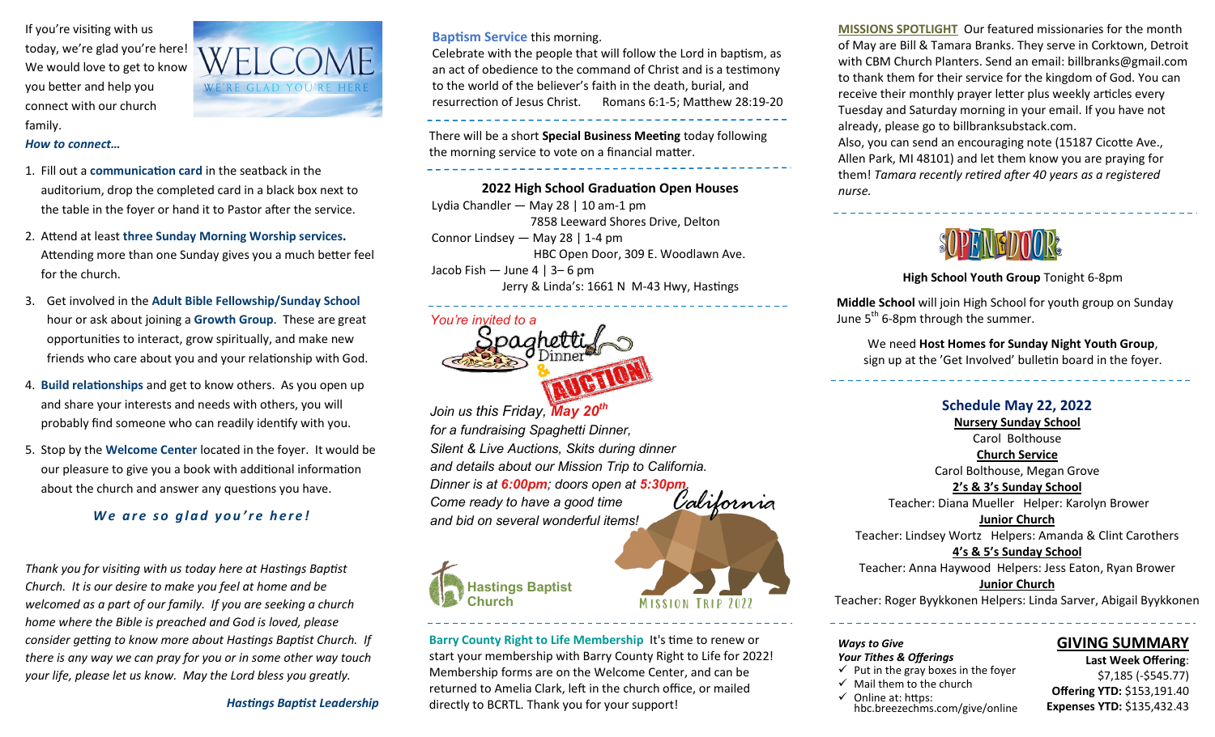If you're visiting with us today, we're glad you're here! We would love to get to know you better and help you connect with our church family.

WELCOME
WE'RE GLAD YOU'RE HERE

***How to connect…***

1. Fill out a **communication card** in the seatback in the auditorium, drop the completed card in a black box next to the table in the foyer or hand it to Pastor after the service.
2. Attend at least **three Sunday Morning Worship services.** Attending more than one Sunday gives you a much better feel for the church.
3. Get involved in the **Adult Bible Fellowship/Sunday School** hour or ask about joining a **Growth Group**. These are great opportunities to interact, grow spiritually, and make new friends who care about you and your relationship with God.
4. **Build relationships** and get to know others. As you open up and share your interests and needs with others, you will probably find someone who can readily identify with you.
5. Stop by the **Welcome Center** located in the foyer. It would be our pleasure to give you a book with additional information about the church and answer any questions you have.

***We are so glad you're here!***

*Thank you for visiting with us today here at Hastings Baptist Church. It is our desire to make you feel at home and be welcomed as a part of our family. If you are seeking a church home where the Bible is preached and God is loved, please consider getting to know more about Hastings Baptist Church. If there is any way we can pray for you or in some other way touch your life, please let us know. May the Lord bless you greatly.*

***Hastings Baptist Leadership***

**Baptism Service** this morning.
Celebrate with the people that will follow the Lord in baptism, as an act of obedience to the command of Christ and is a testimony to the world of the believer's faith in the death, burial, and resurrection of Jesus Christ. Romans 6:1-5; Matthew 28:19-20

There will be a short **Special Business Meeting** today following the morning service to vote on a financial matter.

**2022 High School Graduation Open Houses**

Lydia Chandler — May 28 | 10 am-1 pm
7858 Leeward Shores Drive, Delton
Connor Lindsey — May 28 | 1-4 pm
HBC Open Door, 309 E. Woodlawn Ave.
Jacob Fish — June 4 | 3– 6 pm
Jerry & Linda's: 1661 N M-43 Hwy, Hastings

*You're invited to a*
**Spaghetti Dinner & AUCTION**

*Join us this Friday, **May 20th***
*for a fundraising Spaghetti Dinner,*
*Silent & Live Auctions, Skits during dinner*
*and details about our Mission Trip to California.*
*Dinner is at **6:00pm**; doors open at **5:30pm**.*
*Come ready to have a good time*
*and bid on several wonderful items!*

California
Hastings Baptist Church
MISSION TRIP 2022

**Barry County Right to Life Membership** It's time to renew or start your membership with Barry County Right to Life for 2022! Membership forms are on the Welcome Center, and can be returned to Amelia Clark, left in the church office, or mailed directly to BCRTL. Thank you for your support!

**MISSIONS SPOTLIGHT** Our featured missionaries for the month of May are Bill & Tamara Branks. They serve in Corktown, Detroit with CBM Church Planters. Send an email: billbranks@gmail.com to thank them for their service for the kingdom of God. You can receive their monthly prayer letter plus weekly articles every Tuesday and Saturday morning in your email. If you have not already, please go to billbrankssubstack.com.
Also, you can send an encouraging note (15187 Cicotte Ave., Allen Park, MI 48101) and let them know you are praying for them! *Tamara recently retired after 40 years as a registered nurse.*

OPEN DOOR

**High School Youth Group** Tonight 6-8pm

**Middle School** will join High School for youth group on Sunday June 5th 6-8pm through the summer.

We need **Host Homes for Sunday Night Youth Group**, sign up at the 'Get Involved' bulletin board in the foyer.

## Schedule May 22, 2022

**Nursery Sunday School**
Carol Bolthouse
**Church Service**
Carol Bolthouse, Megan Grove
**2's & 3's Sunday School**
Teacher: Diana Mueller Helper: Karolyn Brower
**Junior Church**
Teacher: Lindsey Wortz Helpers: Amanda & Clint Carothers
**4's & 5's Sunday School**
Teacher: Anna Haywood Helpers: Jess Eaton, Ryan Brower
**Junior Church**
Teacher: Roger Byykkonen Helpers: Linda Sarver, Abigail Byykkonen

***Ways to Give***
***Your Tithes & Offerings***
- ✓ Put in the gray boxes in the foyer
- ✓ Mail them to the church
- ✓ Online at: https: hbc.breezechms.com/give/online

## GIVING SUMMARY

**Last Week Offering**: $7,185 (-$545.77)
**Offering YTD:** $153,191.40
**Expenses YTD:** $135,432.43